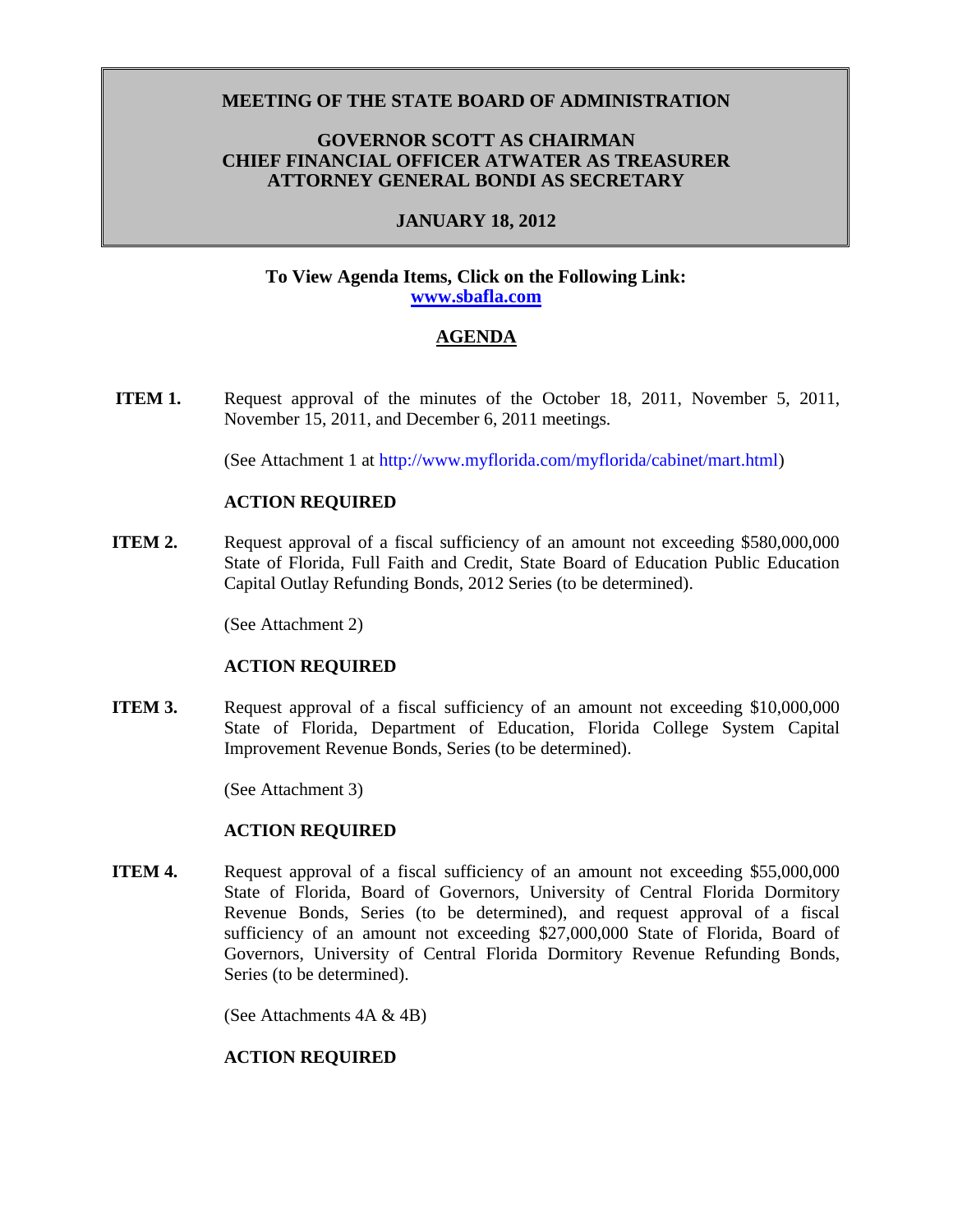**MEETING OF THE STATE BOARD OF ADMINISTRATION**

**GOVERNOR SCOTT AS CHAIRMAN**
**CHIEF FINANCIAL OFFICER ATWATER AS TREASURER**
**ATTORNEY GENERAL BONDI AS SECRETARY**

**JANUARY 18, 2012**

**To View Agenda Items, Click on the Following Link:**
**[www.sbafla.com](www.sbafla.com)**

## AGENDA

**ITEM 1.** Request approval of the minutes of the October 18, 2011, November 5, 2011, November 15, 2011, and December 6, 2011 meetings.

(See Attachment 1 at http://www.myflorida.com/myflorida/cabinet/mart.html)

**ACTION REQUIRED**

**ITEM 2.** Request approval of a fiscal sufficiency of an amount not exceeding $580,000,000 State of Florida, Full Faith and Credit, State Board of Education Public Education Capital Outlay Refunding Bonds, 2012 Series (to be determined).

(See Attachment 2)

**ACTION REQUIRED**

**ITEM 3.** Request approval of a fiscal sufficiency of an amount not exceeding $10,000,000 State of Florida, Department of Education, Florida College System Capital Improvement Revenue Bonds, Series (to be determined).

(See Attachment 3)

**ACTION REQUIRED**

**ITEM 4.** Request approval of a fiscal sufficiency of an amount not exceeding $55,000,000 State of Florida, Board of Governors, University of Central Florida Dormitory Revenue Bonds, Series (to be determined), and request approval of a fiscal sufficiency of an amount not exceeding $27,000,000 State of Florida, Board of Governors, University of Central Florida Dormitory Revenue Refunding Bonds, Series (to be determined).

(See Attachments 4A & 4B)

**ACTION REQUIRED**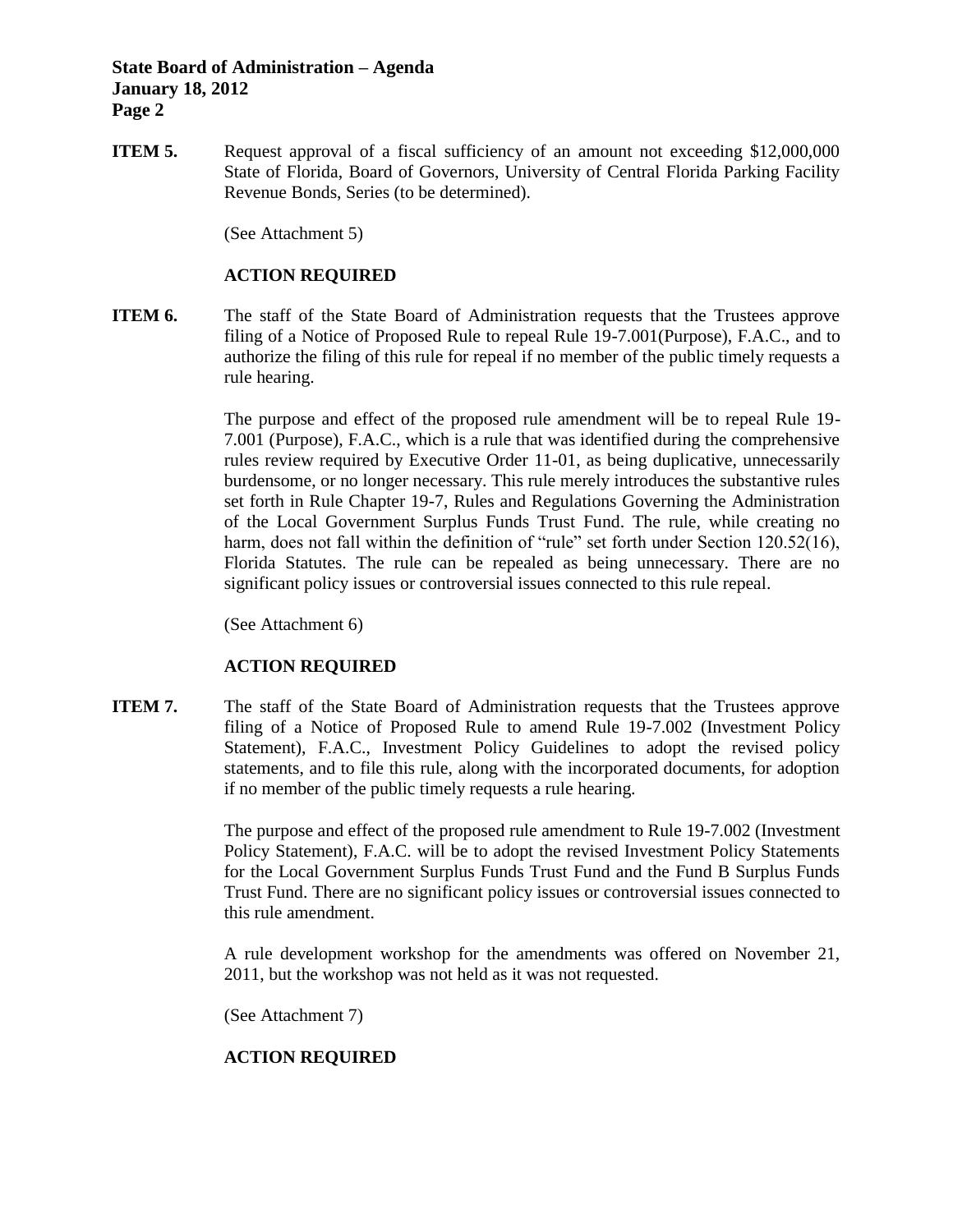**ITEM 5.** Request approval of a fiscal sufficiency of an amount not exceeding $12,000,000 State of Florida, Board of Governors, University of Central Florida Parking Facility Revenue Bonds, Series (to be determined).

(See Attachment 5)

**ACTION REQUIRED**

**ITEM 6.** The staff of the State Board of Administration requests that the Trustees approve filing of a Notice of Proposed Rule to repeal Rule 19-7.001(Purpose), F.A.C., and to authorize the filing of this rule for repeal if no member of the public timely requests a rule hearing.

The purpose and effect of the proposed rule amendment will be to repeal Rule 19-7.001 (Purpose), F.A.C., which is a rule that was identified during the comprehensive rules review required by Executive Order 11-01, as being duplicative, unnecessarily burdensome, or no longer necessary. This rule merely introduces the substantive rules set forth in Rule Chapter 19-7, Rules and Regulations Governing the Administration of the Local Government Surplus Funds Trust Fund. The rule, while creating no harm, does not fall within the definition of "rule" set forth under Section 120.52(16), Florida Statutes. The rule can be repealed as being unnecessary. There are no significant policy issues or controversial issues connected to this rule repeal.

(See Attachment 6)

**ACTION REQUIRED**

**ITEM 7.** The staff of the State Board of Administration requests that the Trustees approve filing of a Notice of Proposed Rule to amend Rule 19-7.002 (Investment Policy Statement), F.A.C., Investment Policy Guidelines to adopt the revised policy statements, and to file this rule, along with the incorporated documents, for adoption if no member of the public timely requests a rule hearing.

The purpose and effect of the proposed rule amendment to Rule 19-7.002 (Investment Policy Statement), F.A.C. will be to adopt the revised Investment Policy Statements for the Local Government Surplus Funds Trust Fund and the Fund B Surplus Funds Trust Fund. There are no significant policy issues or controversial issues connected to this rule amendment.

A rule development workshop for the amendments was offered on November 21, 2011, but the workshop was not held as it was not requested.

(See Attachment 7)

**ACTION REQUIRED**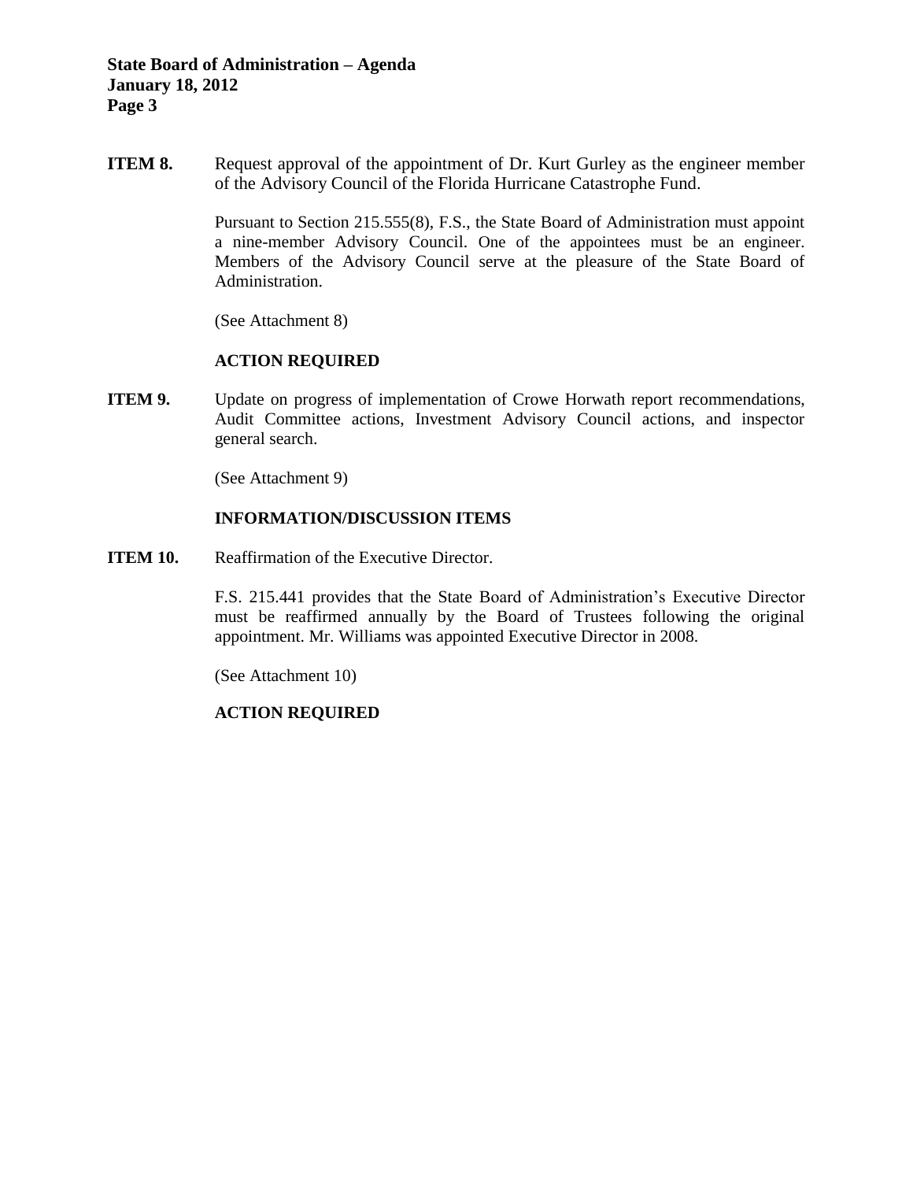**ITEM 8.** Request approval of the appointment of Dr. Kurt Gurley as the engineer member of the Advisory Council of the Florida Hurricane Catastrophe Fund.

Pursuant to Section 215.555(8), F.S., the State Board of Administration must appoint a nine-member Advisory Council. One of the appointees must be an engineer. Members of the Advisory Council serve at the pleasure of the State Board of Administration.

(See Attachment 8)

**ACTION REQUIRED**

**ITEM 9.** Update on progress of implementation of Crowe Horwath report recommendations, Audit Committee actions, Investment Advisory Council actions, and inspector general search.

(See Attachment 9)

**INFORMATION/DISCUSSION ITEMS**

**ITEM 10.** Reaffirmation of the Executive Director.

F.S. 215.441 provides that the State Board of Administration's Executive Director must be reaffirmed annually by the Board of Trustees following the original appointment. Mr. Williams was appointed Executive Director in 2008.

(See Attachment 10)

**ACTION REQUIRED**